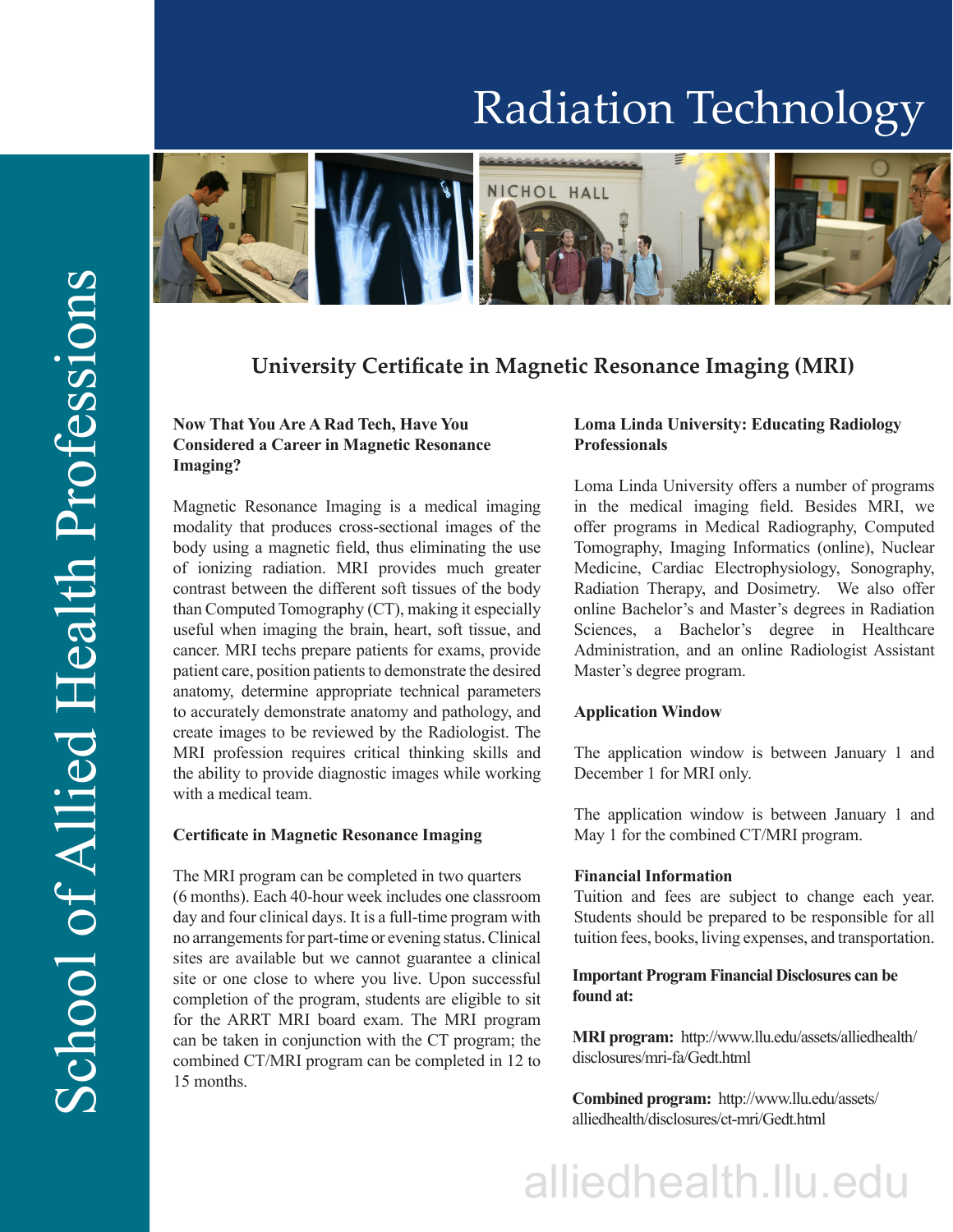# Radiation Technology

School of Allied Health Professions

## University Certificate in Magnetic Resonance Imaging (MRI)

### Now That You Are A Rad Tech, Have You Considered a Career in Magnetic Resonance Imaging?

Magnetic Resonance Imaging is a medical imaging modality that produces cross-sectional images of the body using a magnetic field, thus eliminating the use of ionizing radiation. MRI provides much greater contrast between the different soft tissues of the body than Computed Tomography (CT), making it especially useful when imaging the brain, heart, soft tissue, and cancer. MRI techs prepare patients for exams, provide patient care, position patients to demonstrate the desired anatomy, determine appropriate technical parameters to accurately demonstrate anatomy and pathology, and create images to be reviewed by the Radiologist. The MRI profession requires critical thinking skills and the ability to provide diagnostic images while working with a medical team.

### Certificate in Magnetic Resonance Imaging

The MRI program can be completed in two quarters (6 months). Each 40-hour week includes one classroom day and four clinical days. It is a full-time program with no arrangements for part-time or evening status. Clinical sites are available but we cannot guarantee a clinical site or one close to where you live. Upon successful completion of the program, students are eligible to sit for the ARRT MRI board exam. The MRI program can be taken in conjunction with the CT program; the combined CT/MRI program can be completed in 12 to 15 months.

### Loma Linda University: Educating Radiology Professionals

Loma Linda University offers a number of programs in the medical imaging field. Besides MRI, we offer programs in Medical Radiography, Computed Tomography, Imaging Informatics (online), Nuclear Medicine, Cardiac Electrophysiology, Sonography, Radiation Therapy, and Dosimetry. We also offer online Bachelor's and Master's degrees in Radiation Sciences, a Bachelor's degree in Healthcare Administration, and an online Radiologist Assistant Master's degree program.

### Application Window

The application window is between January 1 and December 1 for MRI only.

The application window is between January 1 and May 1 for the combined CT/MRI program.

### Financial Information

Tuition and fees are subject to change each year. Students should be prepared to be responsible for all tuition fees, books, living expenses, and transportation.

**Important Program Financial Disclosures can be found at:**

**MRI program:** http://www.llu.edu/assets/alliedhealth/disclosures/mri-fa/Gedt.html

**Combined program:** http://www.llu.edu/assets/alliedhealth/disclosures/ct-mri/Gedt.html

alliedhealth.llu.edu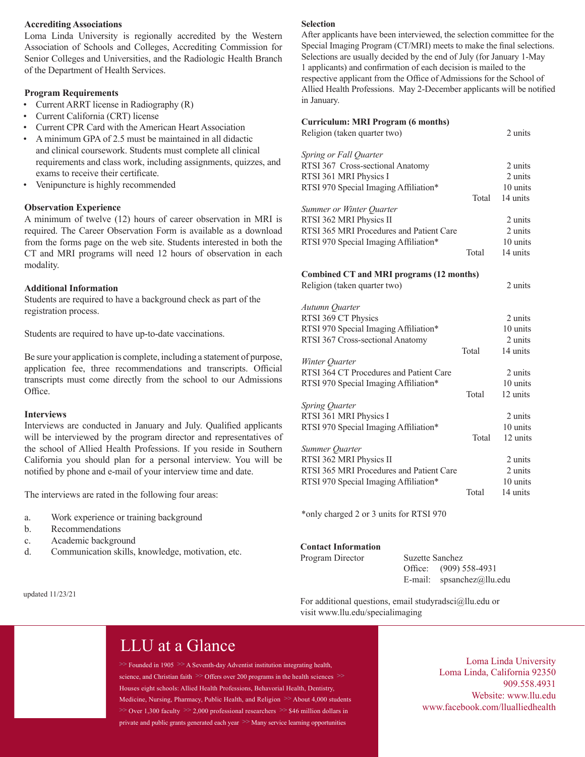### Accrediting Associations

Loma Linda University is regionally accredited by the Western Association of Schools and Colleges, Accrediting Commission for Senior Colleges and Universities, and the Radiologic Health Branch of the Department of Health Services.

### Program Requirements

- Current ARRT license in Radiography (R)
- Current California (CRT) license
- Current CPR Card with the American Heart Association
- A minimum GPA of 2.5 must be maintained in all didactic and clinical coursework. Students must complete all clinical requirements and class work, including assignments, quizzes, and exams to receive their certificate.
- Venipuncture is highly recommended

### Observation Experience

A minimum of twelve (12) hours of career observation in MRI is required. The Career Observation Form is available as a download from the forms page on the web site. Students interested in both the CT and MRI programs will need 12 hours of observation in each modality.

### Additional Information

Students are required to have a background check as part of the registration process.

Students are required to have up-to-date vaccinations.

Be sure your application is complete, including a statement of purpose, application fee, three recommendations and transcripts. Official transcripts must come directly from the school to our Admissions Office.

### Interviews

Interviews are conducted in January and July. Qualified applicants will be interviewed by the program director and representatives of the school of Allied Health Professions. If you reside in Southern California you should plan for a personal interview. You will be notified by phone and e-mail of your interview time and date.

The interviews are rated in the following four areas:

a. Work experience or training background
b. Recommendations
c. Academic background
d. Communication skills, knowledge, motivation, etc.

updated 11/23/21

### Selection

After applicants have been interviewed, the selection committee for the Special Imaging Program (CT/MRI) meets to make the final selections. Selections are usually decided by the end of July (for January 1-May 1 applicants) and confirmation of each decision is mailed to the respective applicant from the Office of Admissions for the School of Allied Health Professions. May 2-December applicants will be notified in January.

### Curriculum: MRI Program (6 months)

| | | |
|---|---|---|
| Religion (taken quarter two) | | 2 units |
| *Spring or Fall Quarter* | | |
| RTSI 367 Cross-sectional Anatomy | | 2 units |
| RTSI 361 MRI Physics I | | 2 units |
| RTSI 970 Special Imaging Affiliation* | | 10 units |
| | Total | 14 units |
| *Summer or Winter Quarter* | | |
| RTSI 362 MRI Physics II | | 2 units |
| RTSI 365 MRI Procedures and Patient Care | | 2 units |
| RTSI 970 Special Imaging Affiliation* | | 10 units |
| | Total | 14 units |

### Combined CT and MRI programs (12 months)

| | | |
|---|---|---|
| Religion (taken quarter two) | | 2 units |
| *Autumn Quarter* | | |
| RTSI 369 CT Physics | | 2 units |
| RTSI 970 Special Imaging Affiliation* | | 10 units |
| RTSI 367 Cross-sectional Anatomy | | 2 units |
| | Total | 14 units |
| *Winter Quarter* | | |
| RTSI 364 CT Procedures and Patient Care | | 2 units |
| RTSI 970 Special Imaging Affiliation* | | 10 units |
| | Total | 12 units |
| *Spring Quarter* | | |
| RTSI 361 MRI Physics I | | 2 units |
| RTSI 970 Special Imaging Affiliation* | | 10 units |
| | Total | 12 units |
| *Summer Quarter* | | |
| RTSI 362 MRI Physics II | | 2 units |
| RTSI 365 MRI Procedures and Patient Care | | 2 units |
| RTSI 970 Special Imaging Affiliation* | | 10 units |
| | Total | 14 units |

*only charged 2 or 3 units for RTSI 970

### Contact Information

Program Director: Suzette Sanchez
Office: (909) 558-4931
E-mail: spsanchez@llu.edu

For additional questions, email studyradsci@llu.edu or visit www.llu.edu/specialimaging

## LLU at a Glance

>> Founded in 1905 >> A Seventh-day Adventist institution integrating health, science, and Christian faith >> Offers over 200 programs in the health sciences >> Houses eight schools: Allied Health Professions, Behavorial Health, Dentistry, Medicine, Nursing, Pharmacy, Public Health, and Religion >> About 4,000 students >> Over 1,300 faculty >> 2,000 professional researchers >> $46 million dollars in private and public grants generated each year >> Many service learning opportunities

Loma Linda University
Loma Linda, California 92350
909.558.4931
Website: www.llu.edu
www.facebook.com/lluallliedhealth